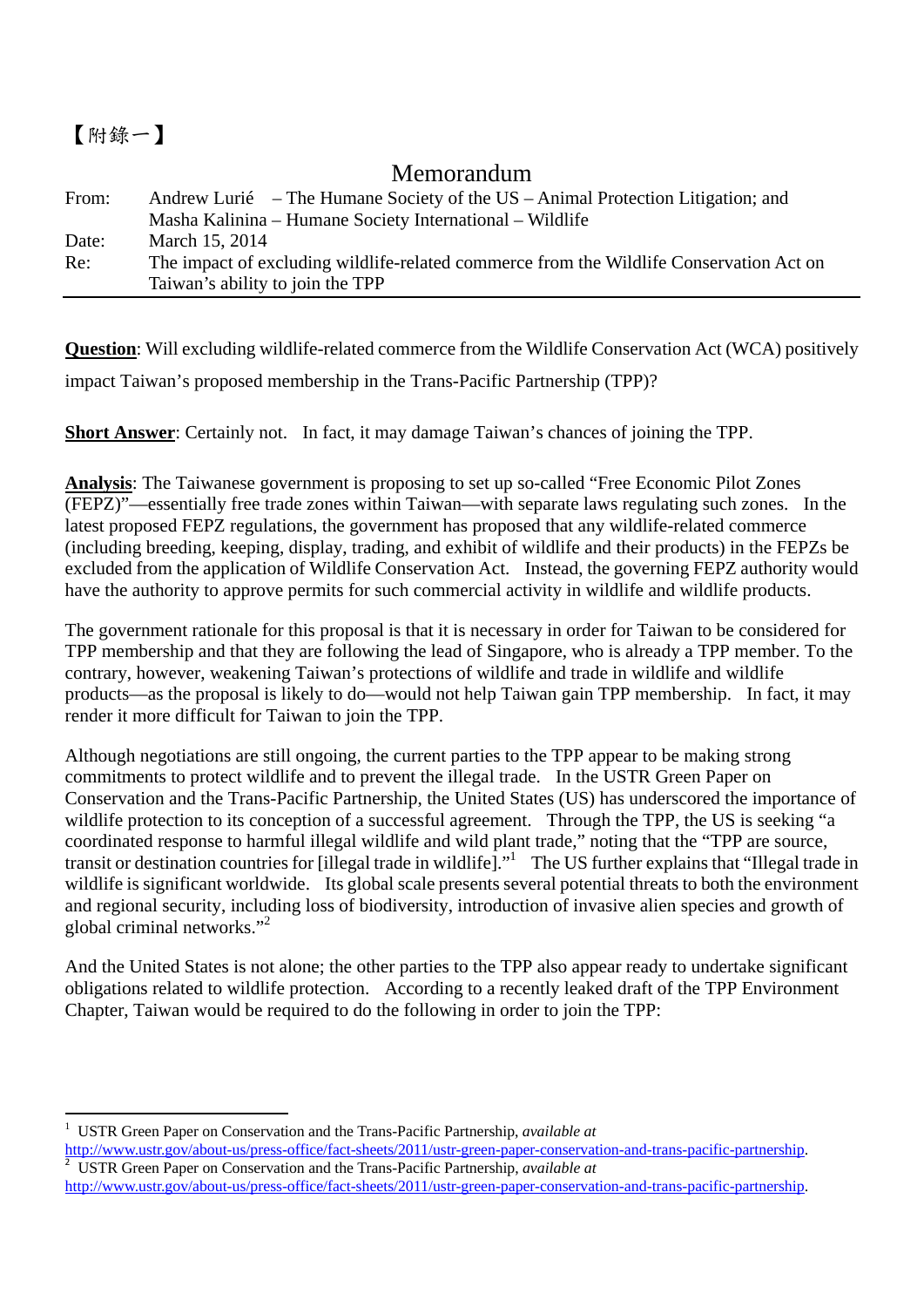【附錄一】

# Memorandum

| | |
|---|---|
| From: | Andrew Lurié – The Humane Society of the US – Animal Protection Litigation; and Masha Kalinina – Humane Society International – Wildlife |
| Date: | March 15, 2014 |
| Re: | The impact of excluding wildlife-related commerce from the Wildlife Conservation Act on Taiwan's ability to join the TPP |

**Question**: Will excluding wildlife-related commerce from the Wildlife Conservation Act (WCA) positively impact Taiwan's proposed membership in the Trans-Pacific Partnership (TPP)?

**Short Answer**: Certainly not. In fact, it may damage Taiwan's chances of joining the TPP.

**Analysis**: The Taiwanese government is proposing to set up so-called "Free Economic Pilot Zones (FEPZ)"—essentially free trade zones within Taiwan—with separate laws regulating such zones. In the latest proposed FEPZ regulations, the government has proposed that any wildlife-related commerce (including breeding, keeping, display, trading, and exhibit of wildlife and their products) in the FEPZs be excluded from the application of Wildlife Conservation Act. Instead, the governing FEPZ authority would have the authority to approve permits for such commercial activity in wildlife and wildlife products.

The government rationale for this proposal is that it is necessary in order for Taiwan to be considered for TPP membership and that they are following the lead of Singapore, who is already a TPP member. To the contrary, however, weakening Taiwan's protections of wildlife and trade in wildlife and wildlife products—as the proposal is likely to do—would not help Taiwan gain TPP membership. In fact, it may render it more difficult for Taiwan to join the TPP.

Although negotiations are still ongoing, the current parties to the TPP appear to be making strong commitments to protect wildlife and to prevent the illegal trade. In the USTR Green Paper on Conservation and the Trans-Pacific Partnership, the United States (US) has underscored the importance of wildlife protection to its conception of a successful agreement. Through the TPP, the US is seeking "a coordinated response to harmful illegal wildlife and wild plant trade," noting that the "TPP are source, transit or destination countries for [illegal trade in wildlife]."[1] The US further explains that "Illegal trade in wildlife is significant worldwide. Its global scale presents several potential threats to both the environment and regional security, including loss of biodiversity, introduction of invasive alien species and growth of global criminal networks."[2]

And the United States is not alone; the other parties to the TPP also appear ready to undertake significant obligations related to wildlife protection. According to a recently leaked draft of the TPP Environment Chapter, Taiwan would be required to do the following in order to join the TPP:

---

[1] USTR Green Paper on Conservation and the Trans-Pacific Partnership, *available at* http://www.ustr.gov/about-us/press-office/fact-sheets/2011/ustr-green-paper-conservation-and-trans-pacific-partnership.

[2] USTR Green Paper on Conservation and the Trans-Pacific Partnership, *available at* http://www.ustr.gov/about-us/press-office/fact-sheets/2011/ustr-green-paper-conservation-and-trans-pacific-partnership.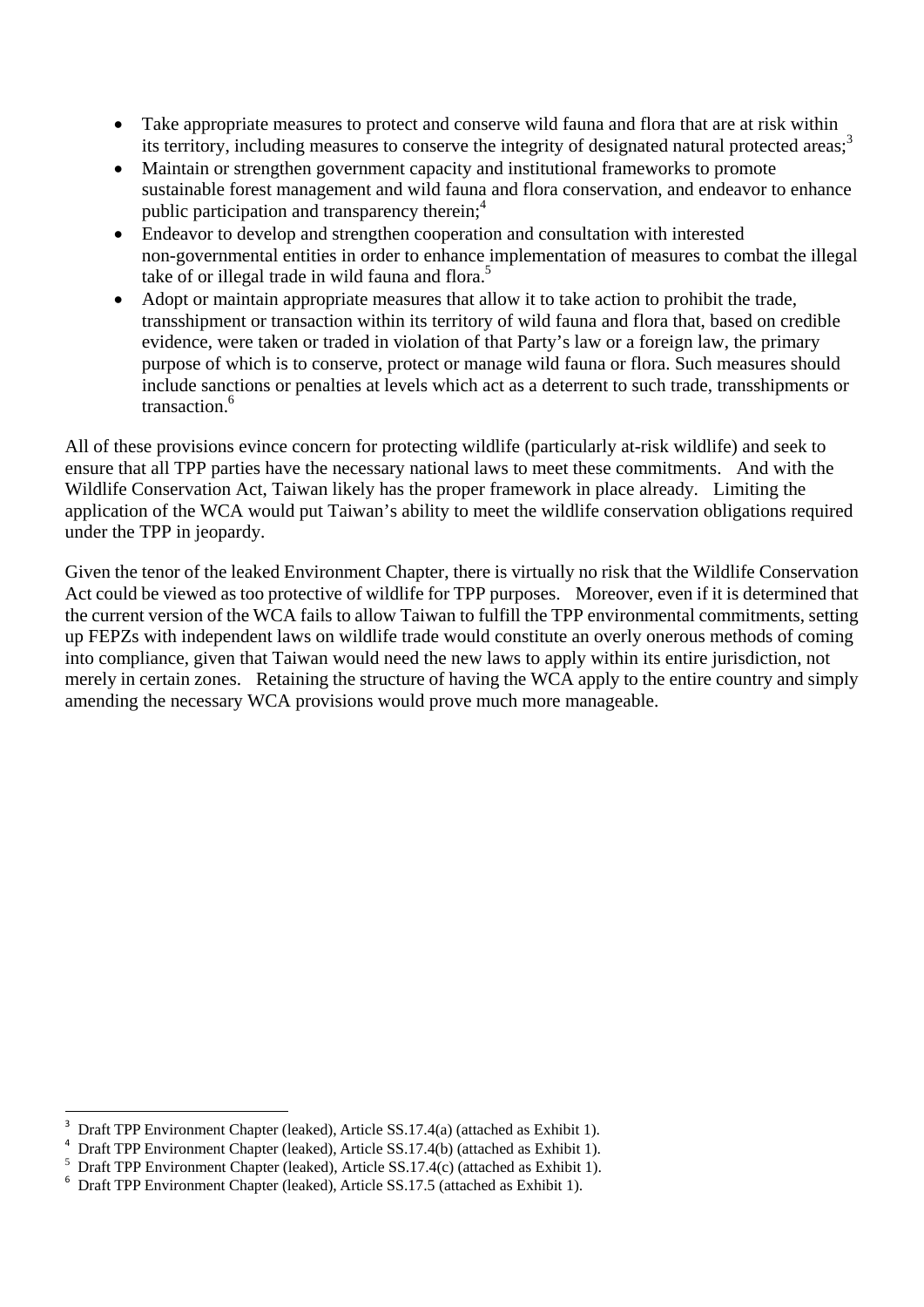- Take appropriate measures to protect and conserve wild fauna and flora that are at risk within its territory, including measures to conserve the integrity of designated natural protected areas;[3]
- Maintain or strengthen government capacity and institutional frameworks to promote sustainable forest management and wild fauna and flora conservation, and endeavor to enhance public participation and transparency therein;[4]
- Endeavor to develop and strengthen cooperation and consultation with interested non-governmental entities in order to enhance implementation of measures to combat the illegal take of or illegal trade in wild fauna and flora.[5]
- Adopt or maintain appropriate measures that allow it to take action to prohibit the trade, transshipment or transaction within its territory of wild fauna and flora that, based on credible evidence, were taken or traded in violation of that Party's law or a foreign law, the primary purpose of which is to conserve, protect or manage wild fauna or flora. Such measures should include sanctions or penalties at levels which act as a deterrent to such trade, transshipments or transaction.[6]

All of these provisions evince concern for protecting wildlife (particularly at-risk wildlife) and seek to ensure that all TPP parties have the necessary national laws to meet these commitments. And with the Wildlife Conservation Act, Taiwan likely has the proper framework in place already. Limiting the application of the WCA would put Taiwan's ability to meet the wildlife conservation obligations required under the TPP in jeopardy.

Given the tenor of the leaked Environment Chapter, there is virtually no risk that the Wildlife Conservation Act could be viewed as too protective of wildlife for TPP purposes. Moreover, even if it is determined that the current version of the WCA fails to allow Taiwan to fulfill the TPP environmental commitments, setting up FEPZs with independent laws on wildlife trade would constitute an overly onerous methods of coming into compliance, given that Taiwan would need the new laws to apply within its entire jurisdiction, not merely in certain zones. Retaining the structure of having the WCA apply to the entire country and simply amending the necessary WCA provisions would prove much more manageable.

---

[3] Draft TPP Environment Chapter (leaked), Article SS.17.4(a) (attached as Exhibit 1).

[4] Draft TPP Environment Chapter (leaked), Article SS.17.4(b) (attached as Exhibit 1).

[5] Draft TPP Environment Chapter (leaked), Article SS.17.4(c) (attached as Exhibit 1).

[6] Draft TPP Environment Chapter (leaked), Article SS.17.5 (attached as Exhibit 1).